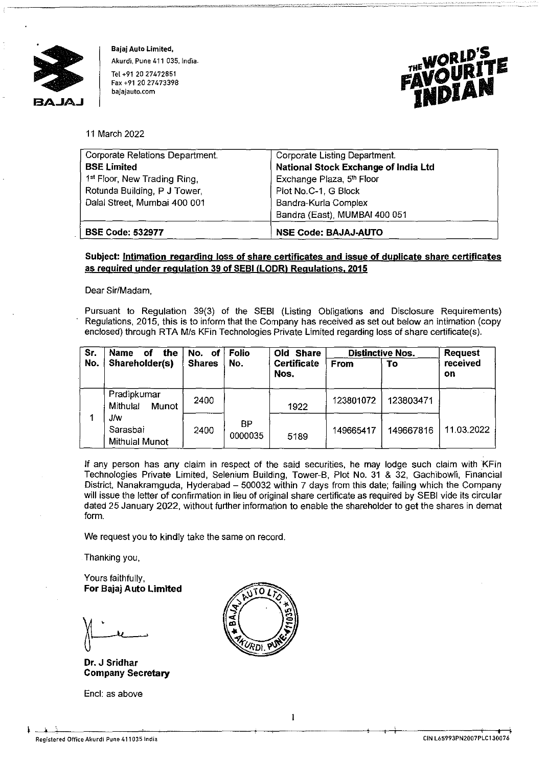Bajaj Auto Limited,
Akurdi, Pune 411 035, India.
Tel +91 20 27472851
Fax +91 20 27473398
bajajauto.com

THE WORLD'S FAVOURITE INDIAN

11 March 2022

| Corporate Relations Department. | Corporate Listing Department. |
|---|---|
| **BSE Limited** | **National Stock Exchange of India Ltd** |
| 1st Floor, New Trading Ring, | Exchange Plaza, 5th Floor |
| Rotunda Building, P J Tower, | Plot No.C-1, G Block |
| Dalal Street, Mumbai 400 001 | Bandra-Kurla Complex |
| | Bandra (East), MUMBAI 400 051 |
| **BSE Code: 532977** | **NSE Code: BAJAJ-AUTO** |

**Subject: Intimation regarding loss of share certificates and issue of duplicate share certificates as required under regulation 39 of SEBI (LODR) Regulations, 2015**

Dear Sir/Madam,

Pursuant to Regulation 39(3) of the SEBI (Listing Obligations and Disclosure Requirements) Regulations, 2015, this is to inform that the Company has received as set out below an intimation (copy enclosed) through RTA M/s KFin Technologies Private Limited regarding loss of share certificate(s).

| Sr. No. | Name of the Shareholder(s) | No. of Shares | Folio No. | Old Share Certificate Nos. | Distinctive Nos. | | Request received on |
|---|---|---|---|---|---|---|---|
| | | | | | From | To | |
| 1 | Pradipkumar Mithulal Munot J/w Sarasbai Mithulal Munot | 2400 | BP 0000035 | 1922 | 123801072 | 123803471 | 11.03.2022 |
| | | 2400 | | 5189 | 149665417 | 149667816 | |

If any person has any claim in respect of the said securities, he may lodge such claim with KFin Technologies Private Limited, Selenium Building, Tower-B, Plot No. 31 & 32, Gachibowli, Financial District, Nanakramguda, Hyderabad – 500032 within 7 days from this date; failing which the Company will issue the letter of confirmation in lieu of original share certificate as required by SEBI vide its circular dated 25 January 2022, without further information to enable the shareholder to get the shares in demat form.

We request you to kindly take the same on record.

Thanking you,

Yours faithfully,
**For Bajaj Auto Limited**

**Dr. J Sridhar**
**Company Secretary**

Encl: as above

Registered Office Akurdi Pune 411035 India

CIN L65993PN2007PLC130076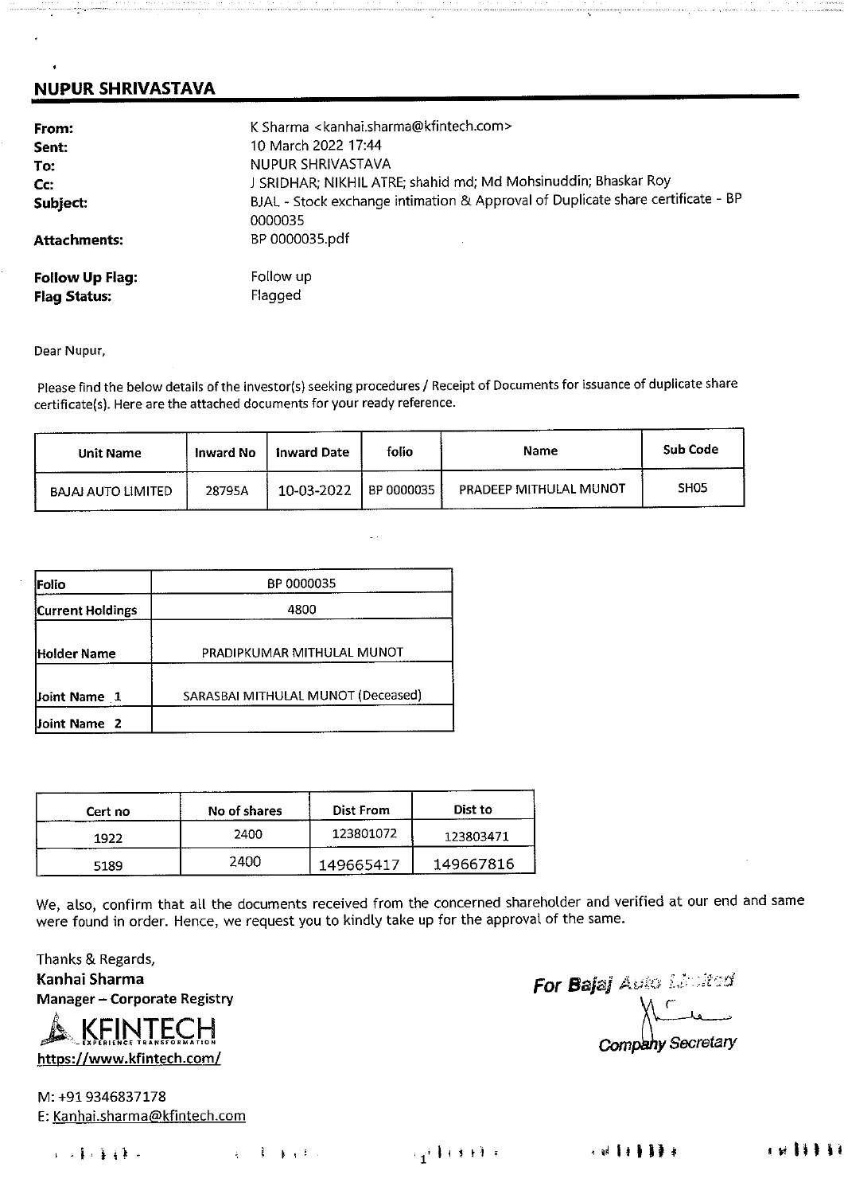## NUPUR SHRIVASTAVA

| | |
|---|---|
| **From:** | K Sharma <kanhai.sharma@kfintech.com> |
| **Sent:** | 10 March 2022 17:44 |
| **To:** | NUPUR SHRIVASTAVA |
| **Cc:** | J SRIDHAR; NIKHIL ATRE; shahid md; Md Mohsinuddin; Bhaskar Roy |
| **Subject:** | BJAL - Stock exchange intimation & Approval of Duplicate share certificate - BP 0000035 |
| **Attachments:** | BP 0000035.pdf |
| **Follow Up Flag:** | Follow up |
| **Flag Status:** | Flagged |

Dear Nupur,

Please find the below details of the investor(s) seeking procedures / Receipt of Documents for issuance of duplicate share certificate(s). Here are the attached documents for your ready reference.

| Unit Name | Inward No | Inward Date | folio | Name | Sub Code |
|---|---|---|---|---|---|
| BAJAJ AUTO LIMITED | 28795A | 10-03-2022 | BP 0000035 | PRADEEP MITHULAL MUNOT | SH05 |

| | |
|---|---|
| Folio | BP 0000035 |
| Current Holdings | 4800 |
| Holder Name | PRADIPKUMAR MITHULAL MUNOT |
| Joint Name 1 | SARASBAI MITHULAL MUNOT (Deceased) |
| Joint Name 2 | |

| Cert no | No of shares | Dist From | Dist to |
|---|---|---|---|
| 1922 | 2400 | 123801072 | 123803471 |
| 5189 | 2400 | 149665417 | 149667816 |

We, also, confirm that all the documents received from the concerned shareholder and verified at our end and same were found in order. Hence, we request you to kindly take up for the approval of the same.

Thanks & Regards,
**Kanhai Sharma**
**Manager – Corporate Registry**
KFINTECH
https://www.kfintech.com/

M: +91 9346837178
E: Kanhai.sharma@kfintech.com

*For Bajaj Auto Limited*

*Company Secretary*